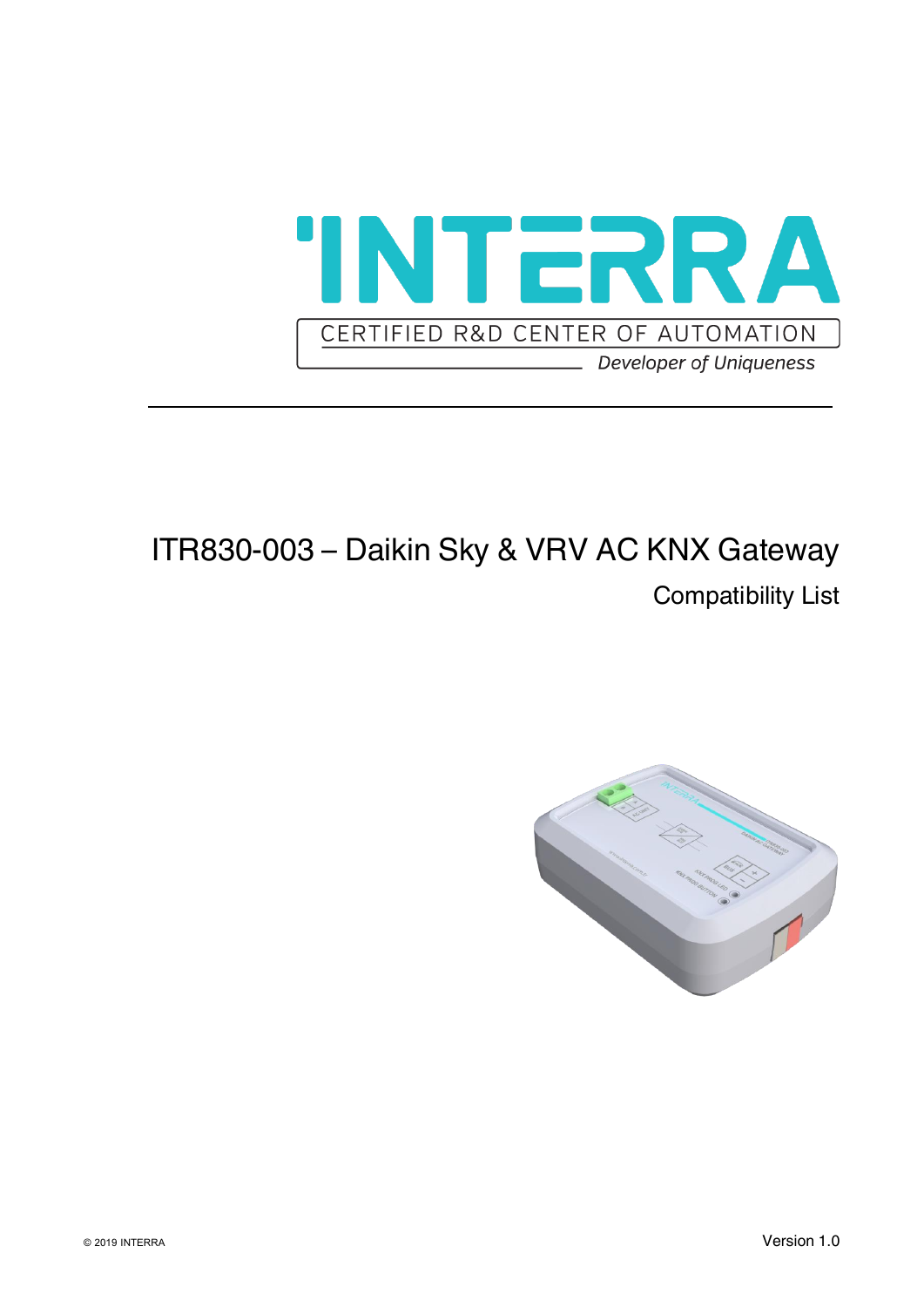# ITR830-003 – Daikin Sky & VRV AC KNX Gateway

## Compatibility List

© 2019 INTERRA

Version 1.0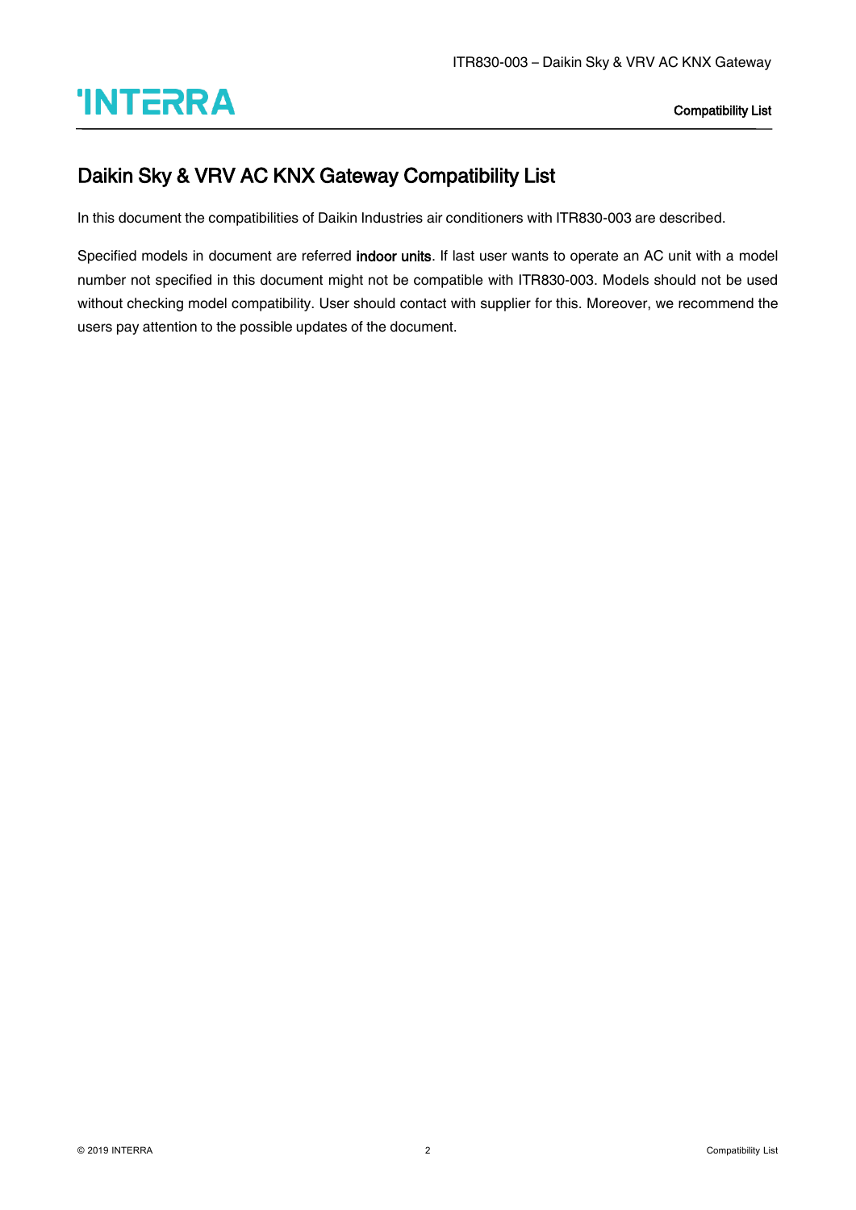# Daikin Sky & VRV AC KNX Gateway Compatibility List

In this document the compatibilities of Daikin Industries air conditioners with ITR830-003 are described.

Specified models in document are referred **indoor units**. If last user wants to operate an AC unit with a model number not specified in this document might not be compatible with ITR830-003. Models should not be used without checking model compatibility. User should contact with supplier for this. Moreover, we recommend the users pay attention to the possible updates of the document.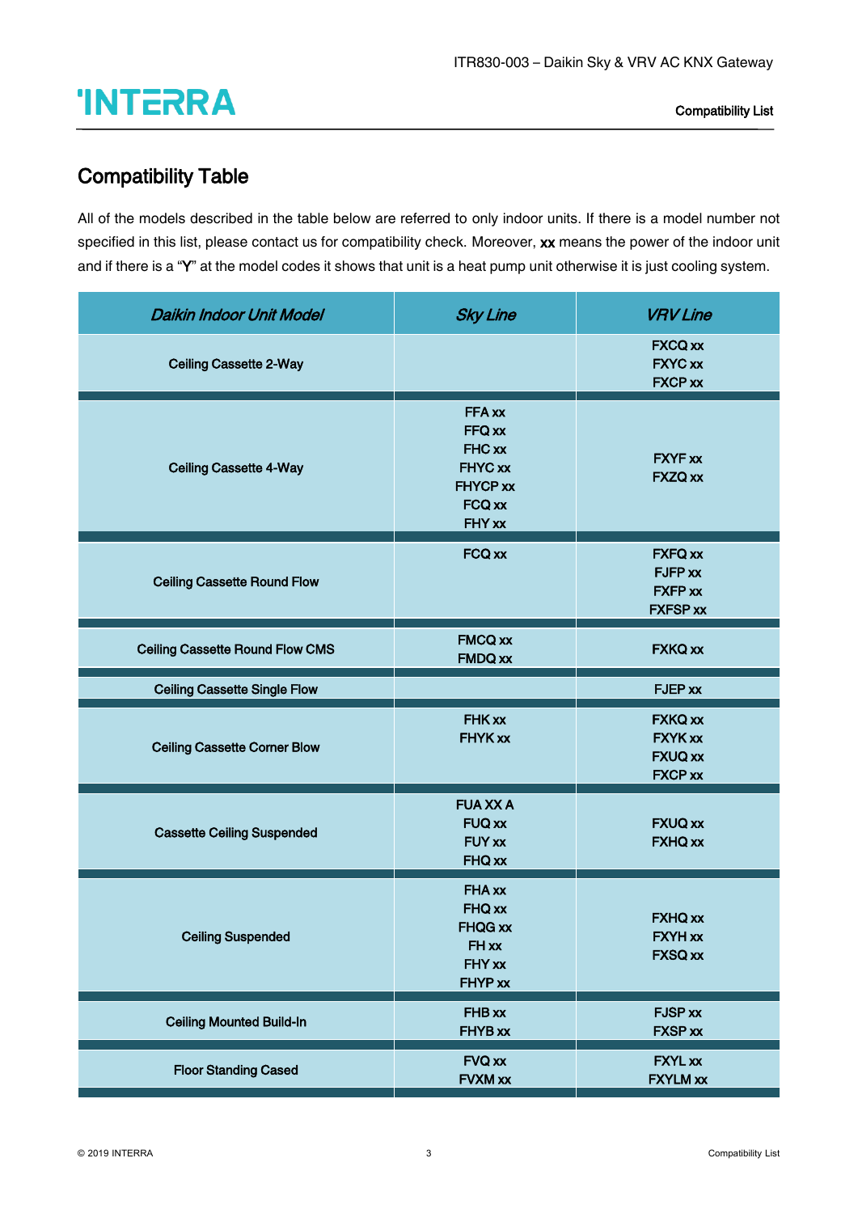## Compatibility Table

All of the models described in the table below are referred to only indoor units. If there is a model number not specified in this list, please contact us for compatibility check. Moreover, **xx** means the power of the indoor unit and if there is a "**Y**" at the model codes it shows that unit is a heat pump unit otherwise it is just cooling system.

| *Daikin Indoor Unit Model* | *Sky Line* | *VRV Line* |
|---|---|---|
| Ceiling Cassette 2-Way | | FXCQ xx<br>FXYC xx<br>FXCP xx |
| Ceiling Cassette 4-Way | FFA xx<br>FFQ xx<br>FHC xx<br>FHYC xx<br>FHYCP xx<br>FCQ xx<br>FHY xx | FXYF xx<br>FXZQ xx |
| Ceiling Cassette Round Flow | FCQ xx | FXFQ xx<br>FJFP xx<br>FXFP xx<br>FXFSP xx |
| Ceiling Cassette Round Flow CMS | FMCQ xx<br>FMDQ xx | FXKQ xx |
| Ceiling Cassette Single Flow | | FJEP xx |
| Ceiling Cassette Corner Blow | FHK xx<br>FHYK xx | FXKQ xx<br>FXYK xx<br>FXUQ xx<br>FXCP xx |
| Cassette Ceiling Suspended | FUA XX A<br>FUQ xx<br>FUY xx<br>FHQ xx | FXUQ xx<br>FXHQ xx |
| Ceiling Suspended | FHA xx<br>FHQ xx<br>FHQG xx<br>FH xx<br>FHY xx<br>FHYP xx | FXHQ xx<br>FXYH xx<br>FXSQ xx |
| Ceiling Mounted Build-In | FHB xx<br>FHYB xx | FJSP xx<br>FXSP xx |
| Floor Standing Cased | FVQ xx<br>FVXM xx | FXYL xx<br>FXYLM xx |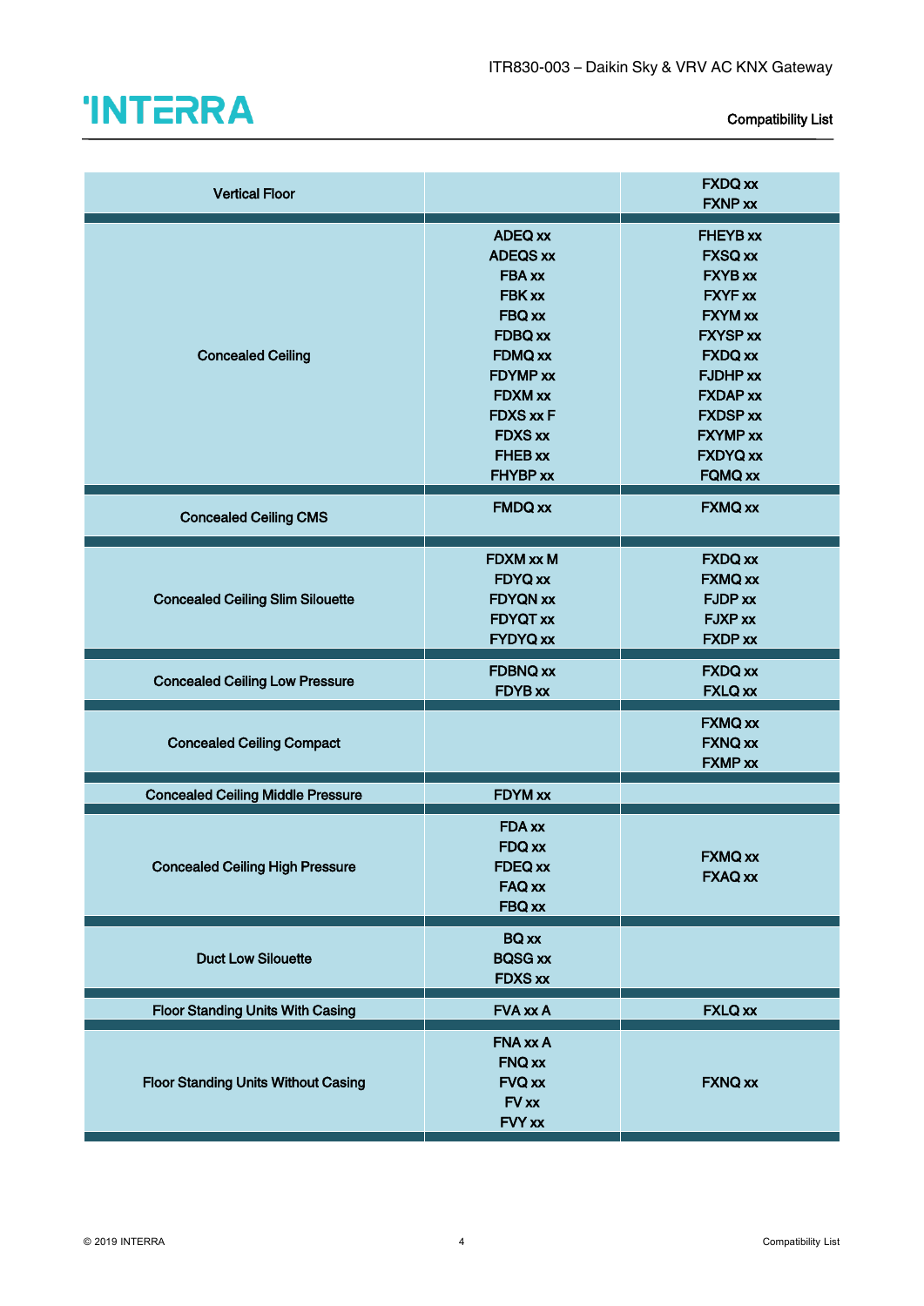| | | |
|---|---|---|
| Vertical Floor | | FXDQ xx<br>FXNP xx |
| Concealed Ceiling | ADEQ xx<br>ADEQS xx<br>FBA xx<br>FBK xx<br>FBQ xx<br>FDBQ xx<br>FDMQ xx<br>FDYMP xx<br>FDXM xx<br>FDXS xx F<br>FDXS xx<br>FHEB xx<br>FHYBP xx | FHEYB xx<br>FXSQ xx<br>FXYB xx<br>FXYF xx<br>FXYM xx<br>FXYSP xx<br>FXDQ xx<br>FJDHP xx<br>FXDAP xx<br>FXDSP xx<br>FXYMP xx<br>FXDYQ xx<br>FQMQ xx |
| Concealed Ceiling CMS | FMDQ xx | FXMQ xx |
| Concealed Ceiling Slim Silouette | FDXM xx M<br>FDYQ xx<br>FDYQN xx<br>FDYQT xx<br>FYDYQ xx | FXDQ xx<br>FXMQ xx<br>FJDP xx<br>FJXP xx<br>FXDP xx |
| Concealed Ceiling Low Pressure | FDBNQ xx<br>FDYB xx | FXDQ xx<br>FXLQ xx |
| Concealed Ceiling Compact | | FXMQ xx<br>FXNQ xx<br>FXMP xx |
| Concealed Ceiling Middle Pressure | FDYM xx | |
| Concealed Ceiling High Pressure | FDA xx<br>FDQ xx<br>FDEQ xx<br>FAQ xx<br>FBQ xx | FXMQ xx<br>FXAQ xx |
| Duct Low Silouette | BQ xx<br>BQSG xx<br>FDXS xx | |
| Floor Standing Units With Casing | FVA xx A | FXLQ xx |
| Floor Standing Units Without Casing | FNA xx A<br>FNQ xx<br>FVQ xx<br>FV xx<br>FVY xx | FXNQ xx |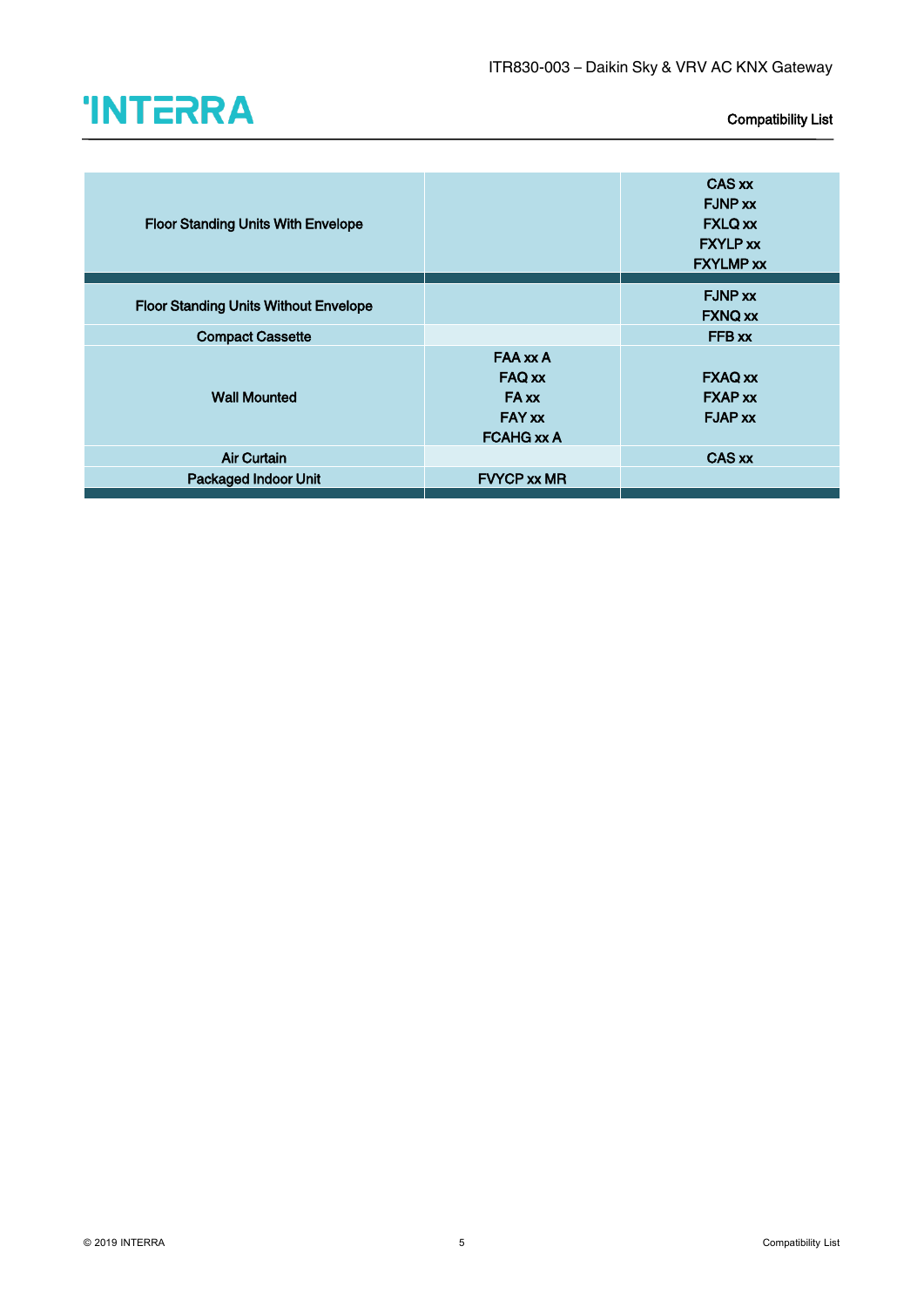| | | |
|---|---|---|
| Floor Standing Units With Envelope | | CAS xx<br>FJNP xx<br>FXLQ xx<br>FXYLP xx<br>FXYLMP xx |
| Floor Standing Units Without Envelope | | FJNP xx<br>FXNQ xx |
| Compact Cassette | | FFB xx |
| Wall Mounted | FAA xx A<br>FAQ xx<br>FA xx<br>FAY xx<br>FCAHG xx A | FXAQ xx<br>FXAP xx<br>FJAP xx |
| Air Curtain | | CAS xx |
| Packaged Indoor Unit | FVYCP xx MR | |